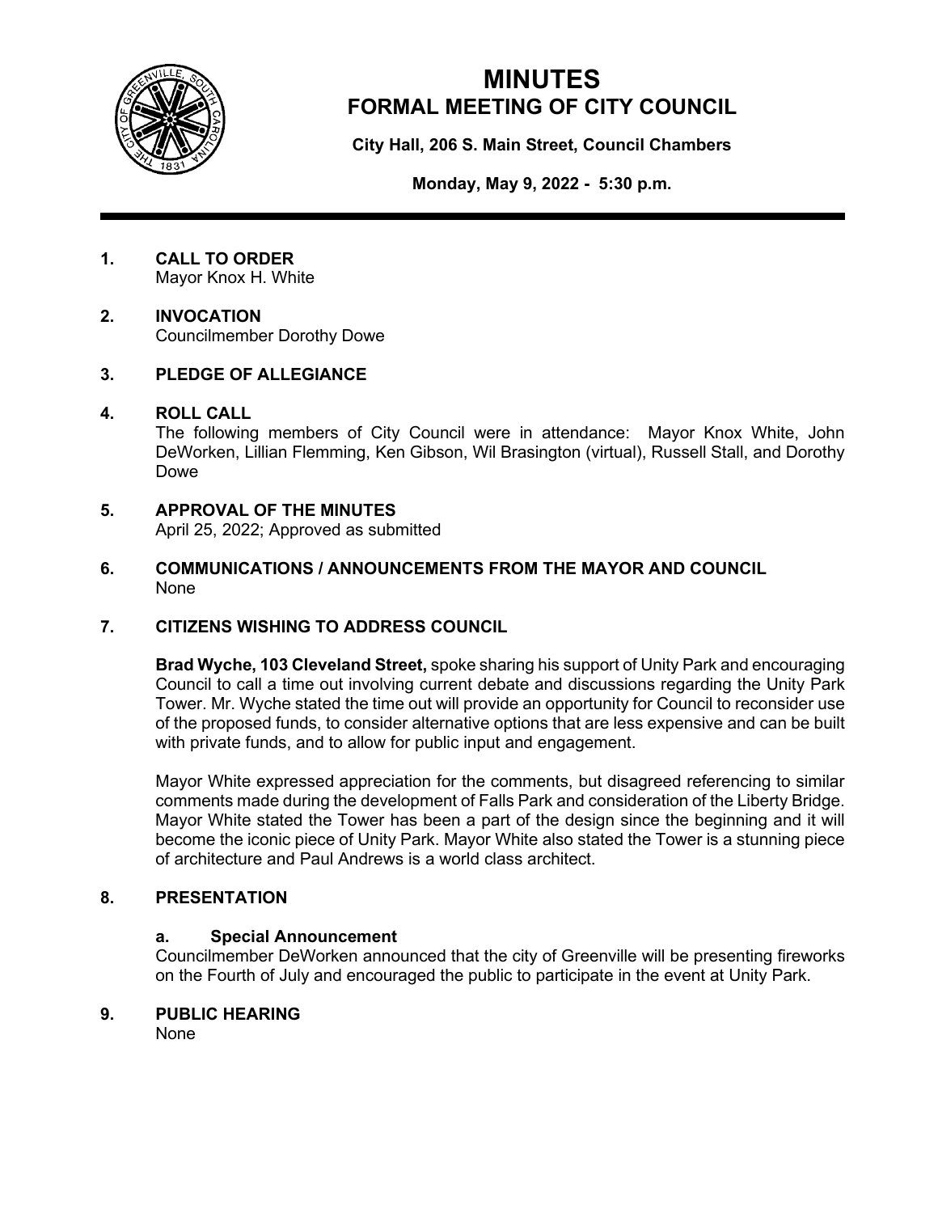# MINUTES
## FORMAL MEETING OF CITY COUNCIL

**City Hall, 206 S. Main Street, Council Chambers**

**Monday, May 9, 2022 - 5:30 p.m.**

---

**1. CALL TO ORDER**
Mayor Knox H. White

**2. INVOCATION**
Councilmember Dorothy Dowe

**3. PLEDGE OF ALLEGIANCE**

**4. ROLL CALL**
The following members of City Council were in attendance: Mayor Knox White, John DeWorken, Lillian Flemming, Ken Gibson, Wil Brasington (virtual), Russell Stall, and Dorothy Dowe

**5. APPROVAL OF THE MINUTES**
April 25, 2022; Approved as submitted

**6. COMMUNICATIONS / ANNOUNCEMENTS FROM THE MAYOR AND COUNCIL**
None

**7. CITIZENS WISHING TO ADDRESS COUNCIL**

**Brad Wyche, 103 Cleveland Street,** spoke sharing his support of Unity Park and encouraging Council to call a time out involving current debate and discussions regarding the Unity Park Tower. Mr. Wyche stated the time out will provide an opportunity for Council to reconsider use of the proposed funds, to consider alternative options that are less expensive and can be built with private funds, and to allow for public input and engagement.

Mayor White expressed appreciation for the comments, but disagreed referencing to similar comments made during the development of Falls Park and consideration of the Liberty Bridge. Mayor White stated the Tower has been a part of the design since the beginning and it will become the iconic piece of Unity Park. Mayor White also stated the Tower is a stunning piece of architecture and Paul Andrews is a world class architect.

**8. PRESENTATION**

**a. Special Announcement**
Councilmember DeWorken announced that the city of Greenville will be presenting fireworks on the Fourth of July and encouraged the public to participate in the event at Unity Park.

**9. PUBLIC HEARING**
None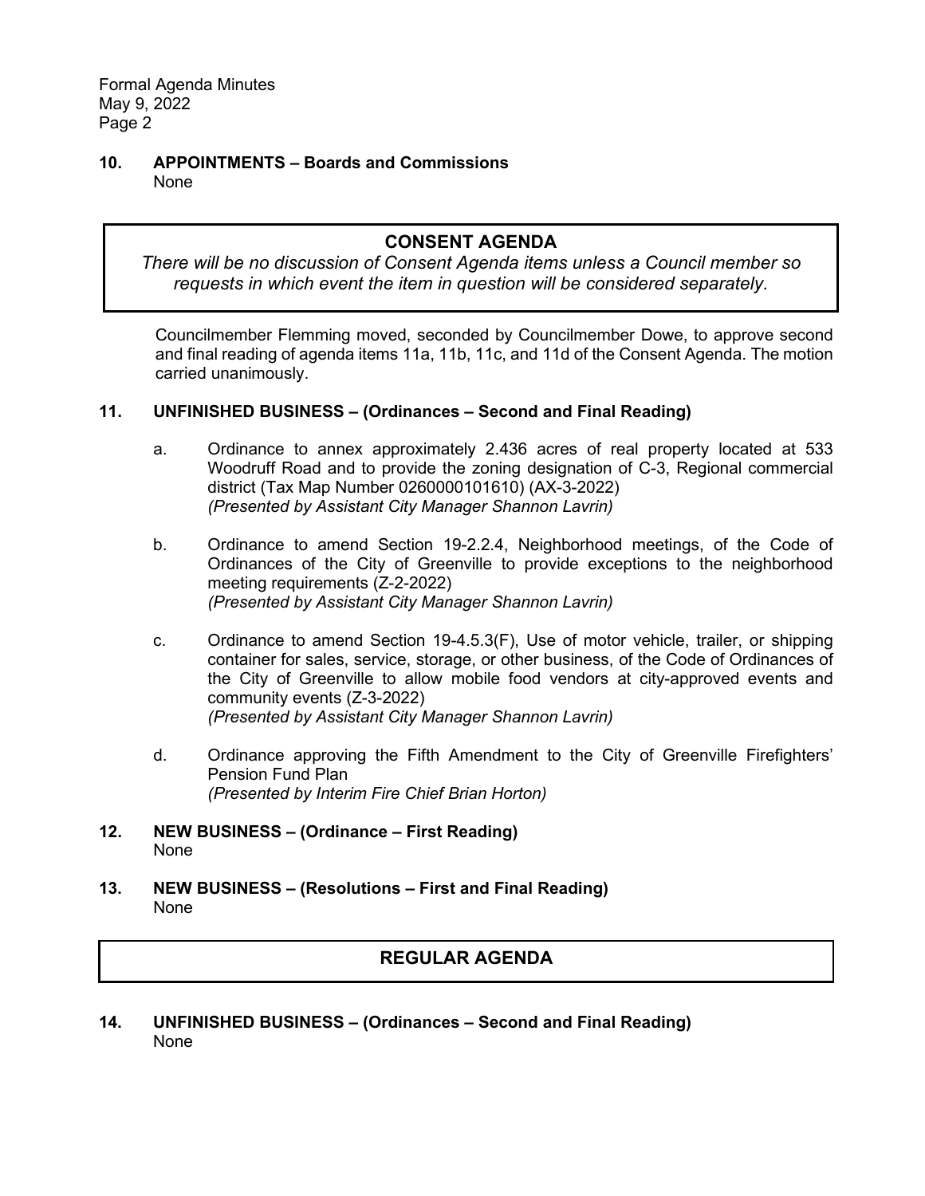**10. APPOINTMENTS – Boards and Commissions**
None

## CONSENT AGENDA

*There will be no discussion of Consent Agenda items unless a Council member so requests in which event the item in question will be considered separately.*

Councilmember Flemming moved, seconded by Councilmember Dowe, to approve second and final reading of agenda items 11a, 11b, 11c, and 11d of the Consent Agenda. The motion carried unanimously.

**11. UNFINISHED BUSINESS – (Ordinances – Second and Final Reading)**

a. Ordinance to annex approximately 2.436 acres of real property located at 533 Woodruff Road and to provide the zoning designation of C-3, Regional commercial district (Tax Map Number 0260000101610) (AX-3-2022)
*(Presented by Assistant City Manager Shannon Lavrin)*

b. Ordinance to amend Section 19-2.2.4, Neighborhood meetings, of the Code of Ordinances of the City of Greenville to provide exceptions to the neighborhood meeting requirements (Z-2-2022)
*(Presented by Assistant City Manager Shannon Lavrin)*

c. Ordinance to amend Section 19-4.5.3(F), Use of motor vehicle, trailer, or shipping container for sales, service, storage, or other business, of the Code of Ordinances of the City of Greenville to allow mobile food vendors at city-approved events and community events (Z-3-2022)
*(Presented by Assistant City Manager Shannon Lavrin)*

d. Ordinance approving the Fifth Amendment to the City of Greenville Firefighters' Pension Fund Plan
*(Presented by Interim Fire Chief Brian Horton)*

**12. NEW BUSINESS – (Ordinance – First Reading)**
None

**13. NEW BUSINESS – (Resolutions – First and Final Reading)**
None

## REGULAR AGENDA

**14. UNFINISHED BUSINESS – (Ordinances – Second and Final Reading)**
None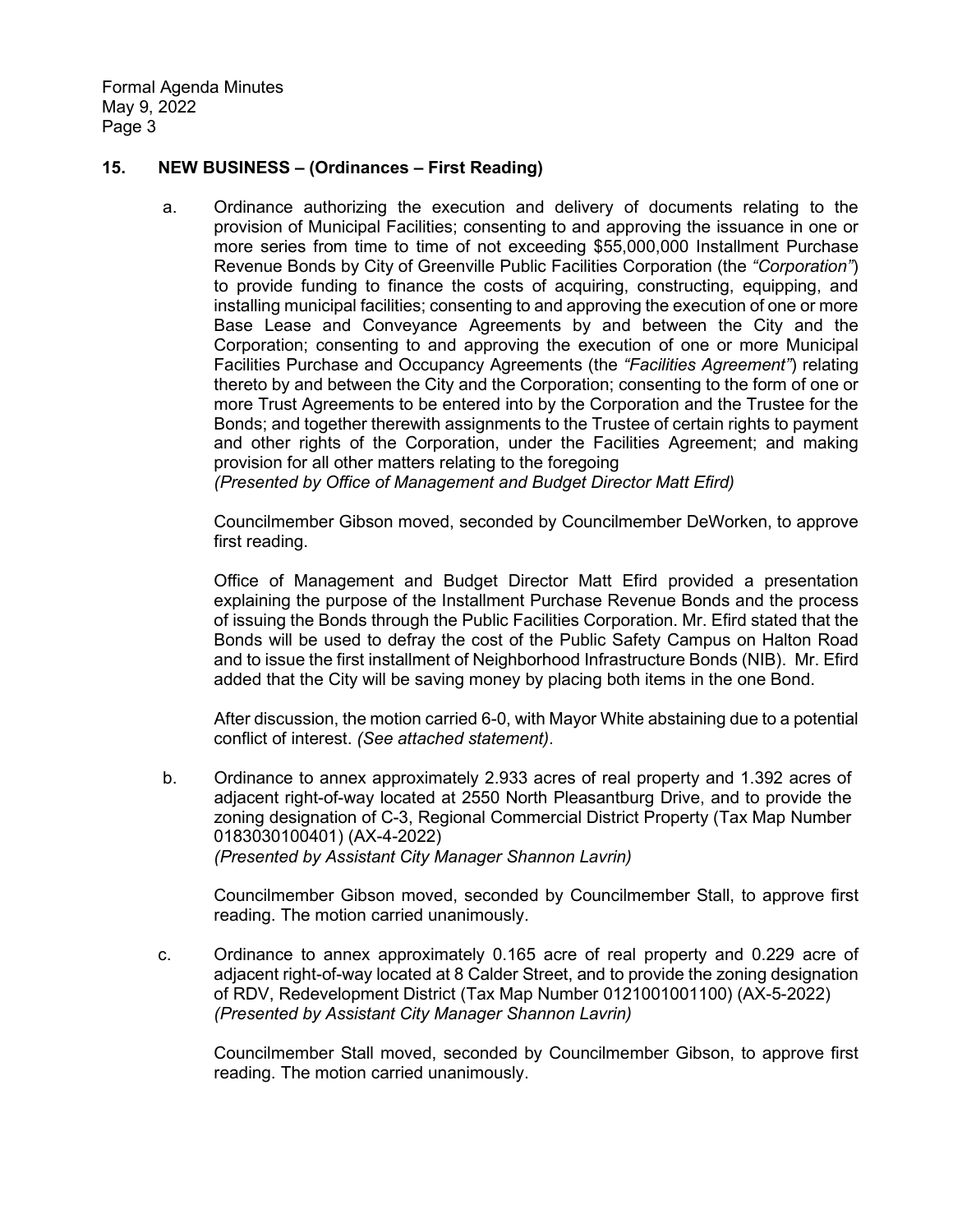## 15. NEW BUSINESS – (Ordinances – First Reading)

a. Ordinance authorizing the execution and delivery of documents relating to the provision of Municipal Facilities; consenting to and approving the issuance in one or more series from time to time of not exceeding $55,000,000 Installment Purchase Revenue Bonds by City of Greenville Public Facilities Corporation (the *"Corporation"*) to provide funding to finance the costs of acquiring, constructing, equipping, and installing municipal facilities; consenting to and approving the execution of one or more Base Lease and Conveyance Agreements by and between the City and the Corporation; consenting to and approving the execution of one or more Municipal Facilities Purchase and Occupancy Agreements (the *"Facilities Agreement"*) relating thereto by and between the City and the Corporation; consenting to the form of one or more Trust Agreements to be entered into by the Corporation and the Trustee for the Bonds; and together therewith assignments to the Trustee of certain rights to payment and other rights of the Corporation, under the Facilities Agreement; and making provision for all other matters relating to the foregoing
*(Presented by Office of Management and Budget Director Matt Efird)*

Councilmember Gibson moved, seconded by Councilmember DeWorken, to approve first reading.

Office of Management and Budget Director Matt Efird provided a presentation explaining the purpose of the Installment Purchase Revenue Bonds and the process of issuing the Bonds through the Public Facilities Corporation. Mr. Efird stated that the Bonds will be used to defray the cost of the Public Safety Campus on Halton Road and to issue the first installment of Neighborhood Infrastructure Bonds (NIB). Mr. Efird added that the City will be saving money by placing both items in the one Bond.

After discussion, the motion carried 6-0, with Mayor White abstaining due to a potential conflict of interest. *(See attached statement)*.

b. Ordinance to annex approximately 2.933 acres of real property and 1.392 acres of adjacent right-of-way located at 2550 North Pleasantburg Drive, and to provide the zoning designation of C-3, Regional Commercial District Property (Tax Map Number 0183030100401) (AX-4-2022)
*(Presented by Assistant City Manager Shannon Lavrin)*

Councilmember Gibson moved, seconded by Councilmember Stall, to approve first reading. The motion carried unanimously.

c. Ordinance to annex approximately 0.165 acre of real property and 0.229 acre of adjacent right-of-way located at 8 Calder Street, and to provide the zoning designation of RDV, Redevelopment District (Tax Map Number 0121001001100) (AX-5-2022)
*(Presented by Assistant City Manager Shannon Lavrin)*

Councilmember Stall moved, seconded by Councilmember Gibson, to approve first reading. The motion carried unanimously.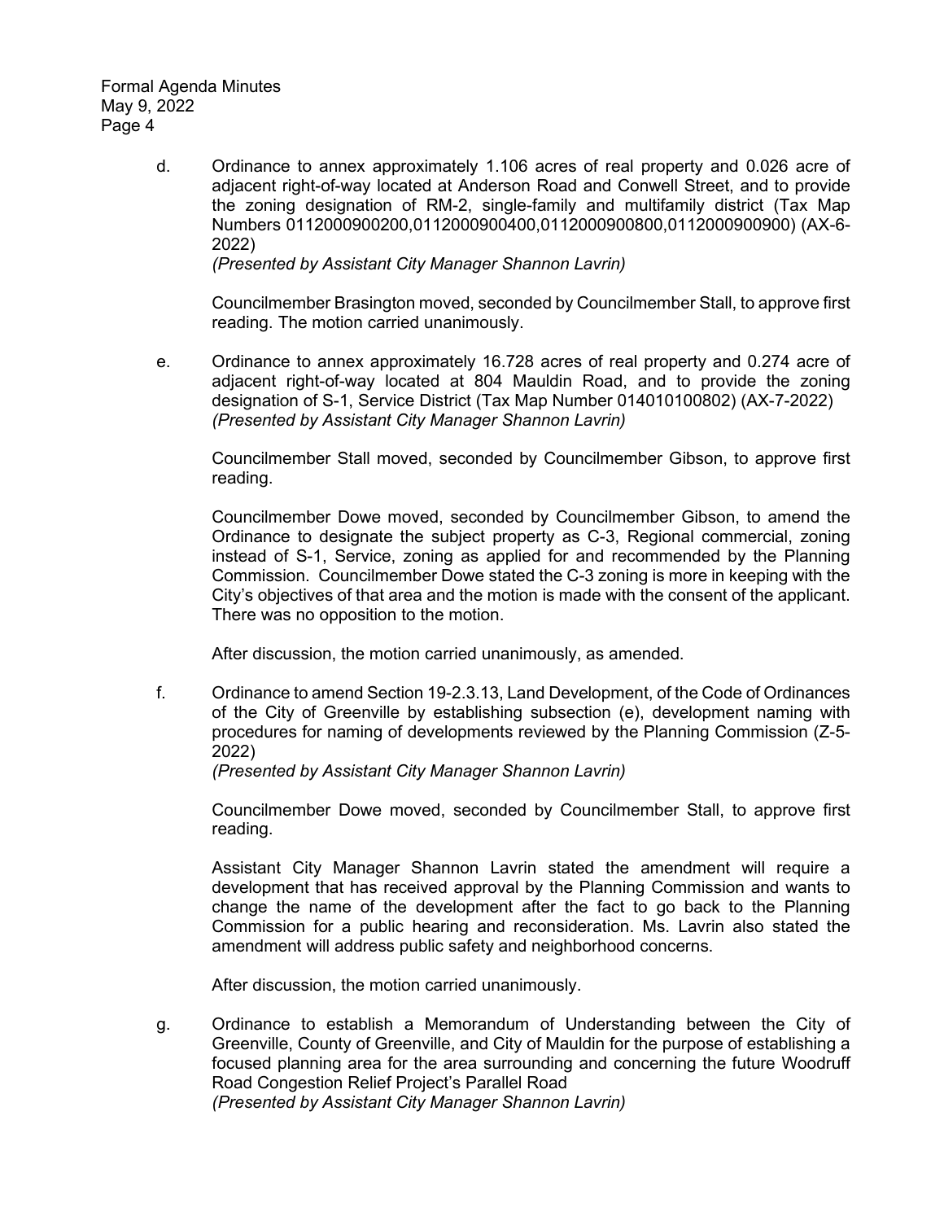d. Ordinance to annex approximately 1.106 acres of real property and 0.026 acre of adjacent right-of-way located at Anderson Road and Conwell Street, and to provide the zoning designation of RM-2, single-family and multifamily district (Tax Map Numbers 0112000900200,0112000900400,0112000900800,0112000900900) (AX-6-2022)
*(Presented by Assistant City Manager Shannon Lavrin)*

Councilmember Brasington moved, seconded by Councilmember Stall, to approve first reading. The motion carried unanimously.

e. Ordinance to annex approximately 16.728 acres of real property and 0.274 acre of adjacent right-of-way located at 804 Mauldin Road, and to provide the zoning designation of S-1, Service District (Tax Map Number 014010100802) (AX-7-2022)
*(Presented by Assistant City Manager Shannon Lavrin)*

Councilmember Stall moved, seconded by Councilmember Gibson, to approve first reading.

Councilmember Dowe moved, seconded by Councilmember Gibson, to amend the Ordinance to designate the subject property as C-3, Regional commercial, zoning instead of S-1, Service, zoning as applied for and recommended by the Planning Commission. Councilmember Dowe stated the C-3 zoning is more in keeping with the City's objectives of that area and the motion is made with the consent of the applicant. There was no opposition to the motion.

After discussion, the motion carried unanimously, as amended.

f. Ordinance to amend Section 19-2.3.13, Land Development, of the Code of Ordinances of the City of Greenville by establishing subsection (e), development naming with procedures for naming of developments reviewed by the Planning Commission (Z-5-2022)
*(Presented by Assistant City Manager Shannon Lavrin)*

Councilmember Dowe moved, seconded by Councilmember Stall, to approve first reading.

Assistant City Manager Shannon Lavrin stated the amendment will require a development that has received approval by the Planning Commission and wants to change the name of the development after the fact to go back to the Planning Commission for a public hearing and reconsideration. Ms. Lavrin also stated the amendment will address public safety and neighborhood concerns.

After discussion, the motion carried unanimously.

g. Ordinance to establish a Memorandum of Understanding between the City of Greenville, County of Greenville, and City of Mauldin for the purpose of establishing a focused planning area for the area surrounding and concerning the future Woodruff Road Congestion Relief Project's Parallel Road
*(Presented by Assistant City Manager Shannon Lavrin)*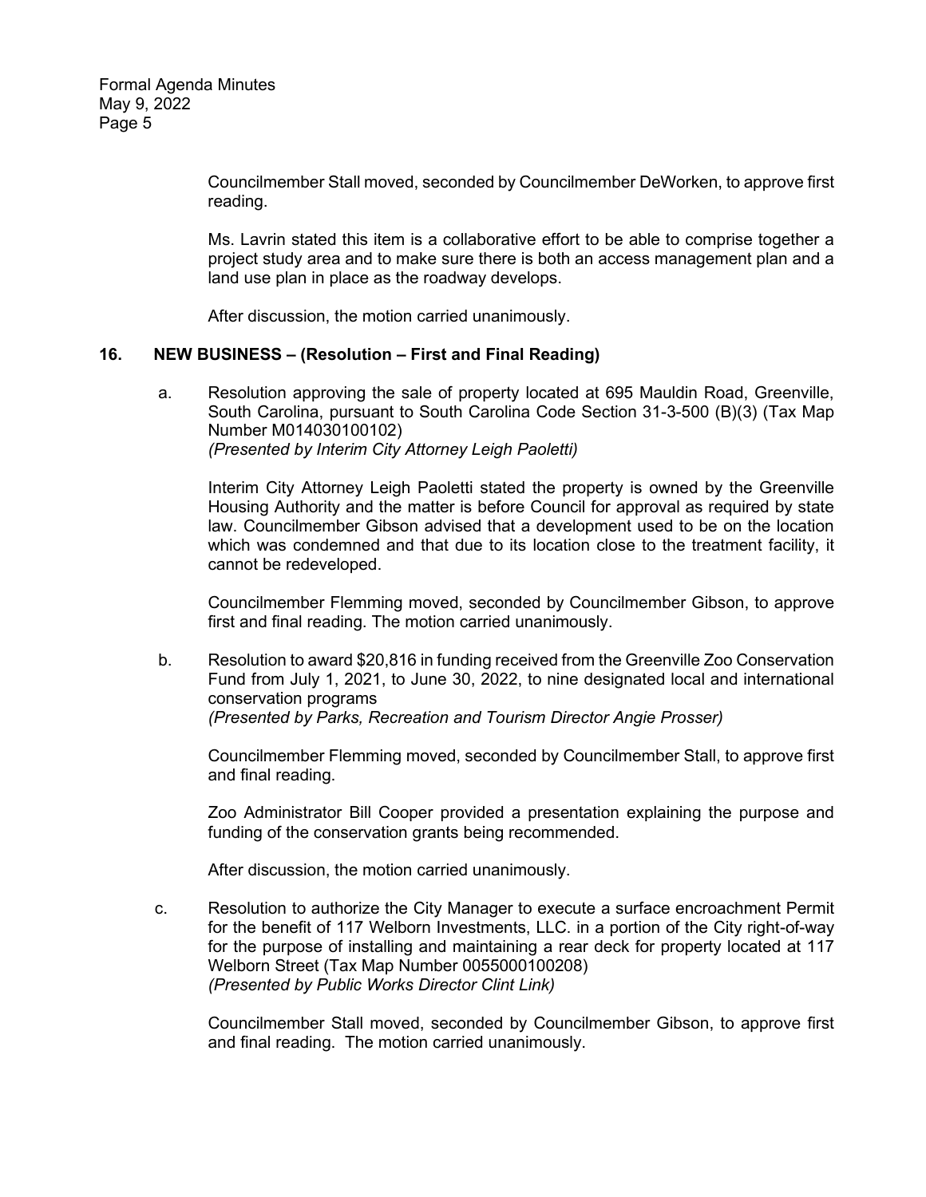Councilmember Stall moved, seconded by Councilmember DeWorken, to approve first reading.

Ms. Lavrin stated this item is a collaborative effort to be able to comprise together a project study area and to make sure there is both an access management plan and a land use plan in place as the roadway develops.

After discussion, the motion carried unanimously.

**16. NEW BUSINESS – (Resolution – First and Final Reading)**

a. Resolution approving the sale of property located at 695 Mauldin Road, Greenville, South Carolina, pursuant to South Carolina Code Section 31-3-500 (B)(3) (Tax Map Number M014030100102)
*(Presented by Interim City Attorney Leigh Paoletti)*

Interim City Attorney Leigh Paoletti stated the property is owned by the Greenville Housing Authority and the matter is before Council for approval as required by state law. Councilmember Gibson advised that a development used to be on the location which was condemned and that due to its location close to the treatment facility, it cannot be redeveloped.

Councilmember Flemming moved, seconded by Councilmember Gibson, to approve first and final reading. The motion carried unanimously.

b. Resolution to award $20,816 in funding received from the Greenville Zoo Conservation Fund from July 1, 2021, to June 30, 2022, to nine designated local and international conservation programs
*(Presented by Parks, Recreation and Tourism Director Angie Prosser)*

Councilmember Flemming moved, seconded by Councilmember Stall, to approve first and final reading.

Zoo Administrator Bill Cooper provided a presentation explaining the purpose and funding of the conservation grants being recommended.

After discussion, the motion carried unanimously.

c. Resolution to authorize the City Manager to execute a surface encroachment Permit for the benefit of 117 Welborn Investments, LLC. in a portion of the City right-of-way for the purpose of installing and maintaining a rear deck for property located at 117 Welborn Street (Tax Map Number 0055000100208)
*(Presented by Public Works Director Clint Link)*

Councilmember Stall moved, seconded by Councilmember Gibson, to approve first and final reading. The motion carried unanimously.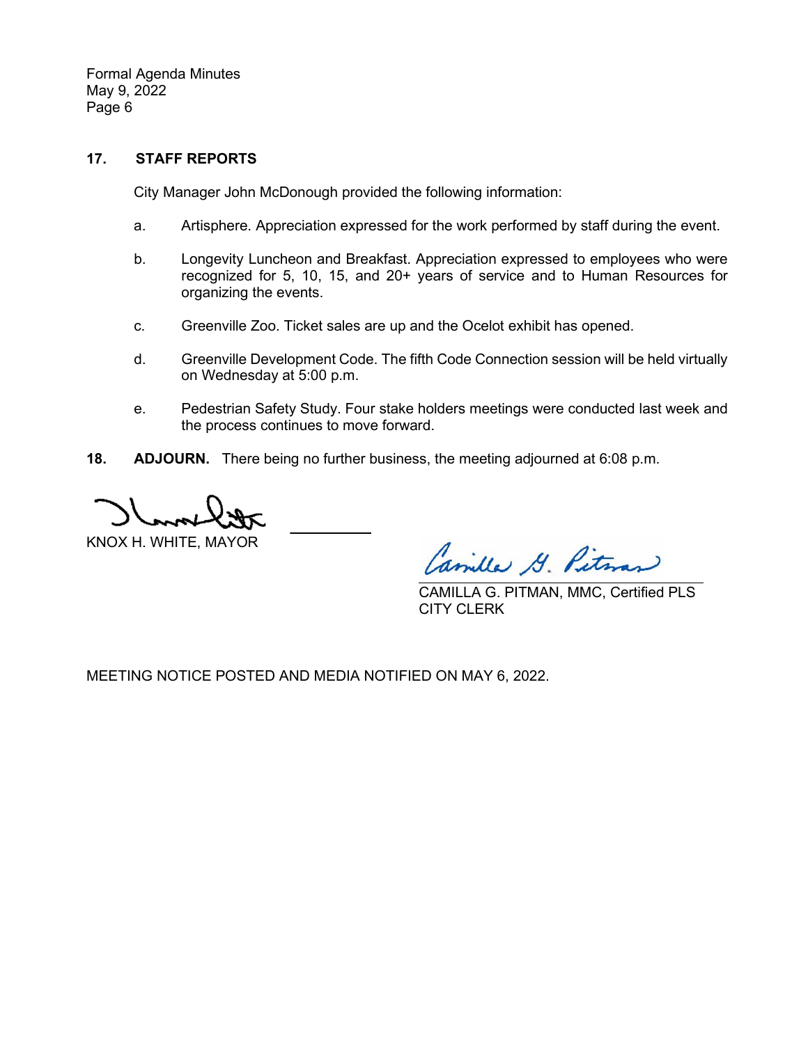**17. STAFF REPORTS**

City Manager John McDonough provided the following information:

a. Artisphere. Appreciation expressed for the work performed by staff during the event.

b. Longevity Luncheon and Breakfast. Appreciation expressed to employees who were recognized for 5, 10, 15, and 20+ years of service and to Human Resources for organizing the events.

c. Greenville Zoo. Ticket sales are up and the Ocelot exhibit has opened.

d. Greenville Development Code. The fifth Code Connection session will be held virtually on Wednesday at 5:00 p.m.

e. Pedestrian Safety Study. Four stake holders meetings were conducted last week and the process continues to move forward.

**18. ADJOURN.** There being no further business, the meeting adjourned at 6:08 p.m.

KNOX H. WHITE, MAYOR

CAMILLA G. PITMAN, MMC, Certified PLS
CITY CLERK

MEETING NOTICE POSTED AND MEDIA NOTIFIED ON MAY 6, 2022.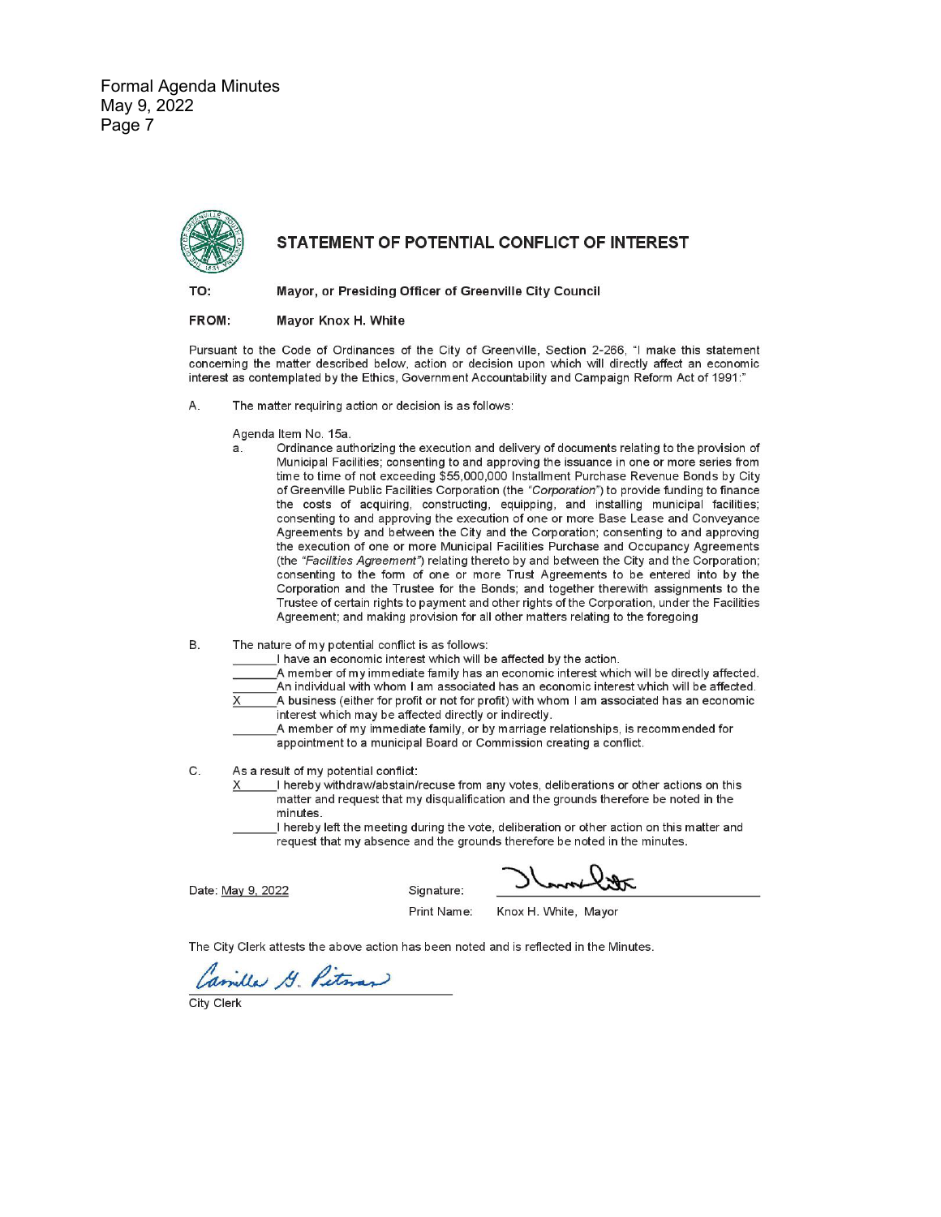## STATEMENT OF POTENTIAL CONFLICT OF INTEREST

**TO:** **Mayor, or Presiding Officer of Greenville City Council**

**FROM:** **Mayor Knox H. White**

Pursuant to the Code of Ordinances of the City of Greenville, Section 2-266, "I make this statement concerning the matter described below, action or decision upon which will directly affect an economic interest as contemplated by the Ethics, Government Accountability and Campaign Reform Act of 1991:"

A. The matter requiring action or decision is as follows:

Agenda Item No. 15a.

a. Ordinance authorizing the execution and delivery of documents relating to the provision of Municipal Facilities; consenting to and approving the issuance in one or more series from time to time of not exceeding $55,000,000 Installment Purchase Revenue Bonds by City of Greenville Public Facilities Corporation (the "*Corporation*") to provide funding to finance the costs of acquiring, constructing, equipping, and installing municipal facilities; consenting to and approving the execution of one or more Base Lease and Conveyance Agreements by and between the City and the Corporation; consenting to and approving the execution of one or more Municipal Facilities Purchase and Occupancy Agreements (the "*Facilities Agreement*") relating thereto by and between the City and the Corporation; consenting to the form of one or more Trust Agreements to be entered into by the Corporation and the Trustee for the Bonds; and together therewith assignments to the Trustee of certain rights to payment and other rights of the Corporation, under the Facilities Agreement; and making provision for all other matters relating to the foregoing

B. The nature of my potential conflict is as follows:

_______I have an economic interest which will be affected by the action.
_______A member of my immediate family has an economic interest which will be directly affected.
_______An individual with whom I am associated has an economic interest which will be affected.
X_______A business (either for profit or not for profit) with whom I am associated has an economic interest which may be affected directly or indirectly.
_______A member of my immediate family, or by marriage relationships, is recommended for appointment to a municipal Board or Commission creating a conflict.

C. As a result of my potential conflict:

X_______I hereby withdraw/abstain/recuse from any votes, deliberations or other actions on this matter and request that my disqualification and the grounds therefore be noted in the minutes.
_______I hereby left the meeting during the vote, deliberation or other action on this matter and request that my absence and the grounds therefore be noted in the minutes.

Date: May 9, 2022

Signature: Knox White

Print Name: Knox H. White, Mayor

The City Clerk attests the above action has been noted and is reflected in the Minutes.

Camilla G. Pitman

City Clerk